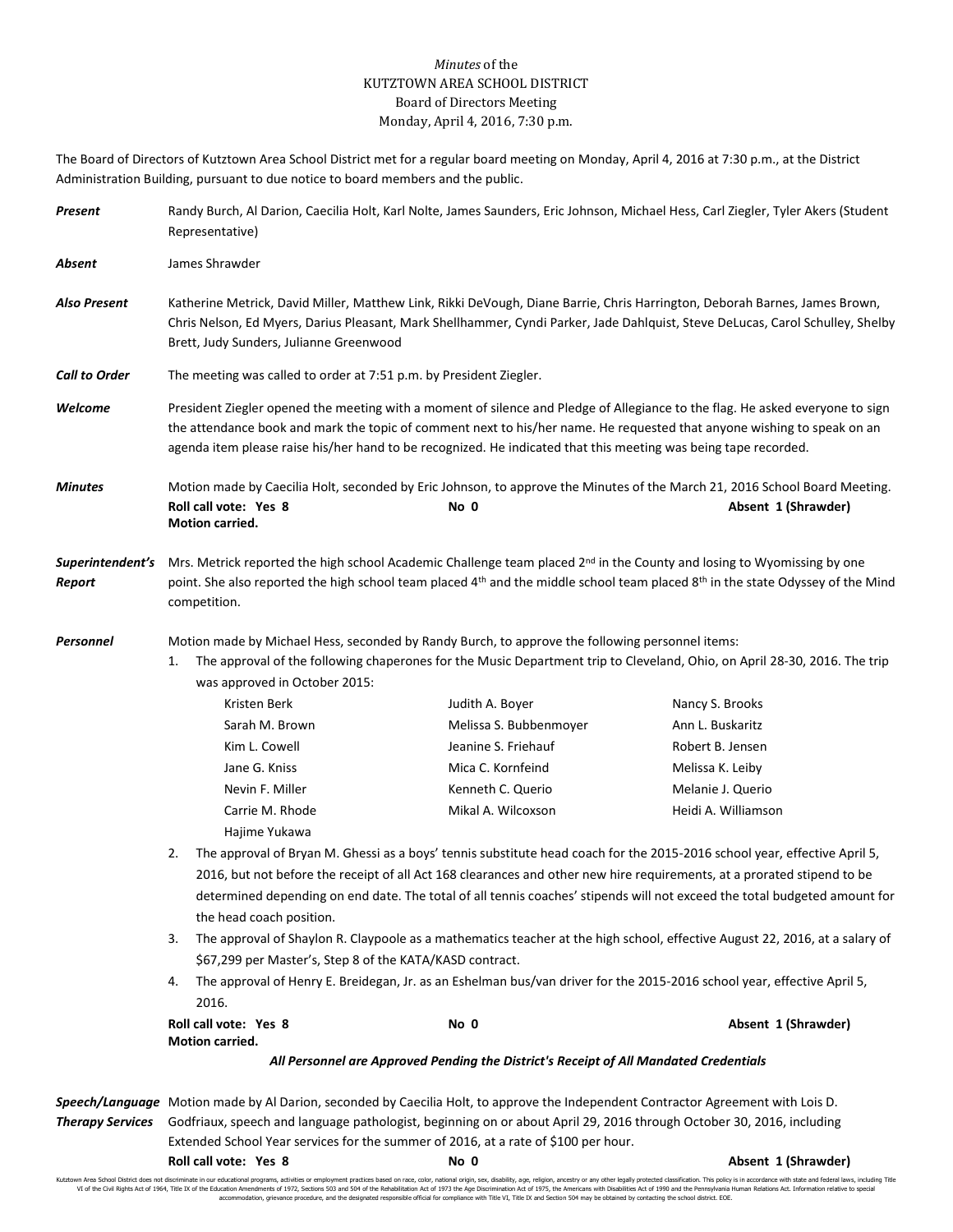*Minutes* of the
KUTZTOWN AREA SCHOOL DISTRICT
Board of Directors Meeting
Monday, April 4, 2016, 7:30 p.m.

The Board of Directors of Kutztown Area School District met for a regular board meeting on Monday, April 4, 2016 at 7:30 p.m., at the District Administration Building, pursuant to due notice to board members and the public.

***Present*** Randy Burch, Al Darion, Caecilia Holt, Karl Nolte, James Saunders, Eric Johnson, Michael Hess, Carl Ziegler, Tyler Akers (Student Representative)

***Absent*** James Shrawder

***Also Present*** Katherine Metrick, David Miller, Matthew Link, Rikki DeVough, Diane Barrie, Chris Harrington, Deborah Barnes, James Brown, Chris Nelson, Ed Myers, Darius Pleasant, Mark Shellhammer, Cyndi Parker, Jade Dahlquist, Steve DeLucas, Carol Schulley, Shelby Brett, Judy Sunders, Julianne Greenwood

***Call to Order*** The meeting was called to order at 7:51 p.m. by President Ziegler.

***Welcome*** President Ziegler opened the meeting with a moment of silence and Pledge of Allegiance to the flag. He asked everyone to sign the attendance book and mark the topic of comment next to his/her name. He requested that anyone wishing to speak on an agenda item please raise his/her hand to be recognized. He indicated that this meeting was being tape recorded.

***Minutes*** Motion made by Caecilia Holt, seconded by Eric Johnson, to approve the Minutes of the March 21, 2016 School Board Meeting.
**Roll call vote: Yes 8** **No 0** **Absent 1 (Shrawder)**
**Motion carried.**

***Superintendent's Report*** Mrs. Metrick reported the high school Academic Challenge team placed 2nd in the County and losing to Wyomissing by one point. She also reported the high school team placed 4th and the middle school team placed 8th in the state Odyssey of the Mind competition.

***Personnel*** Motion made by Michael Hess, seconded by Randy Burch, to approve the following personnel items:

1. The approval of the following chaperones for the Music Department trip to Cleveland, Ohio, on April 28-30, 2016. The trip was approved in October 2015:

| | | |
|---|---|---|
| Kristen Berk | Judith A. Boyer | Nancy S. Brooks |
| Sarah M. Brown | Melissa S. Bubbenmoyer | Ann L. Buskaritz |
| Kim L. Cowell | Jeanine S. Friehauf | Robert B. Jensen |
| Jane G. Kniss | Mica C. Kornfeind | Melissa K. Leiby |
| Nevin F. Miller | Kenneth C. Querio | Melanie J. Querio |
| Carrie M. Rhode | Mikal A. Wilcoxson | Heidi A. Williamson |
| Hajime Yukawa | | |

2. The approval of Bryan M. Ghessi as a boys' tennis substitute head coach for the 2015-2016 school year, effective April 5, 2016, but not before the receipt of all Act 168 clearances and other new hire requirements, at a prorated stipend to be determined depending on end date. The total of all tennis coaches' stipends will not exceed the total budgeted amount for the head coach position.
3. The approval of Shaylon R. Claypoole as a mathematics teacher at the high school, effective August 22, 2016, at a salary of $67,299 per Master's, Step 8 of the KATA/KASD contract.
4. The approval of Henry E. Breidegan, Jr. as an Eshelman bus/van driver for the 2015-2016 school year, effective April 5, 2016.

**Roll call vote: Yes 8** **No 0** **Absent 1 (Shrawder)**
**Motion carried.**

***All Personnel are Approved Pending the District's Receipt of All Mandated Credentials***

***Speech/Language Therapy Services*** Motion made by Al Darion, seconded by Caecilia Holt, to approve the Independent Contractor Agreement with Lois D. Godfriaux, speech and language pathologist, beginning on or about April 29, 2016 through October 30, 2016, including Extended School Year services for the summer of 2016, at a rate of $100 per hour.
**Roll call vote: Yes 8** **No 0** **Absent 1 (Shrawder)**

Kutztown Area School District does not discriminate in our educational programs, activities or employment practices based on race, color, national origin, sex, disability, age, religion, ancestry or any other legally protected classification. This policy is in accordance with state and federal laws, including Title VI of the Civil Rights Act of 1964, Title IX of the Education Amendments of 1972, Sections 503 and 504 of the Rehabilitation Act of 1973 the Age Discrimination Act of 1975, the Americans with Disabilities Act of 1990 and the Pennsylvania Human Relations Act. Information relative to special accommodation, grievance procedure, and the designated responsible official for compliance with Title VI, Title IX and Section 504 may be obtained by contacting the school district. EOE.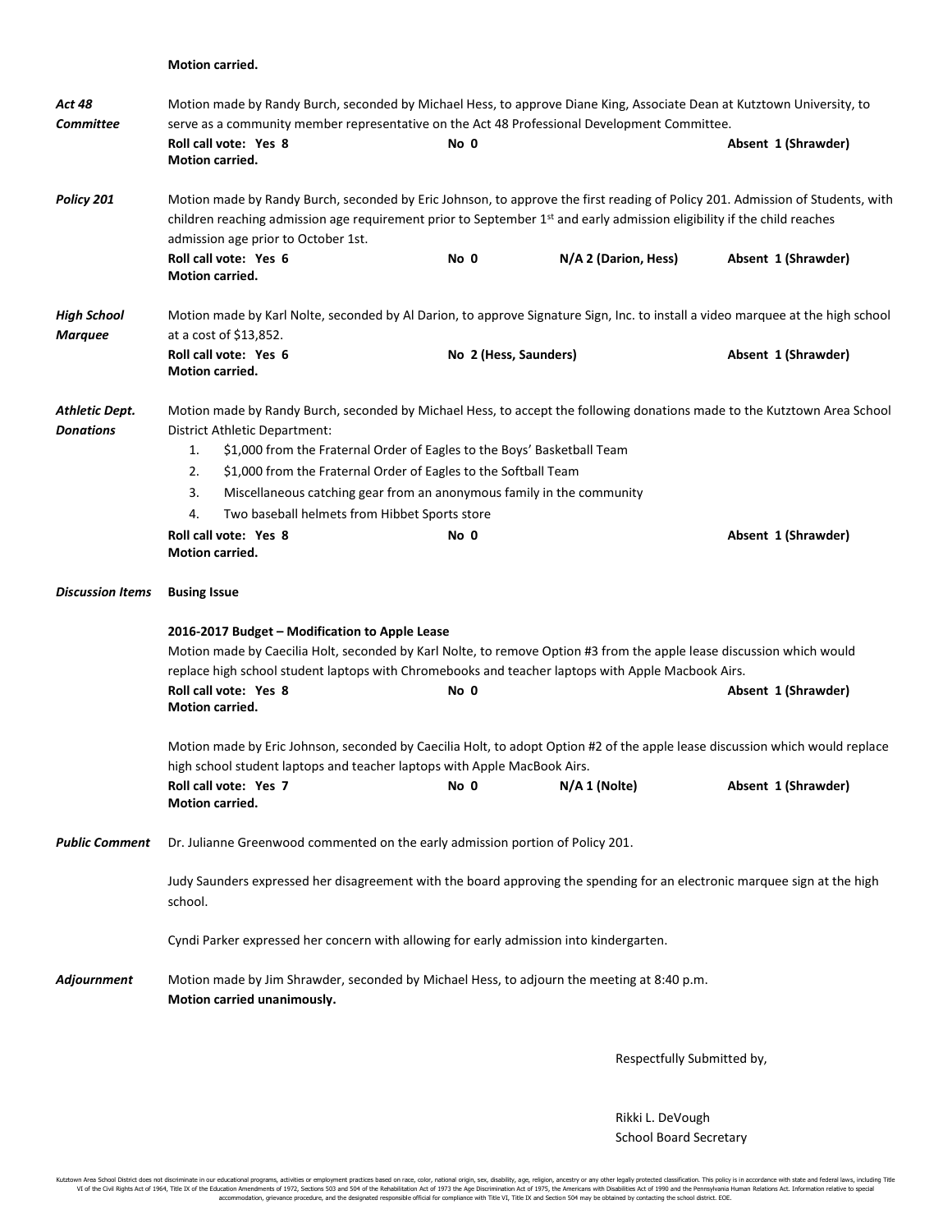**Motion carried.**

***Act 48 Committee***

Motion made by Randy Burch, seconded by Michael Hess, to approve Diane King, Associate Dean at Kutztown University, to serve as a community member representative on the Act 48 Professional Development Committee.

**Roll call vote: Yes 8** **No 0** **Absent 1 (Shrawder)**
**Motion carried.**

***Policy 201***

Motion made by Randy Burch, seconded by Eric Johnson, to approve the first reading of Policy 201. Admission of Students, with children reaching admission age requirement prior to September 1st and early admission eligibility if the child reaches admission age prior to October 1st.

**Roll call vote: Yes 6** **No 0** **N/A 2 (Darion, Hess)** **Absent 1 (Shrawder)**
**Motion carried.**

***High School Marquee***

Motion made by Karl Nolte, seconded by Al Darion, to approve Signature Sign, Inc. to install a video marquee at the high school at a cost of $13,852.

**Roll call vote: Yes 6** **No 2 (Hess, Saunders)** **Absent 1 (Shrawder)**
**Motion carried.**

***Athletic Dept. Donations***

Motion made by Randy Burch, seconded by Michael Hess, to accept the following donations made to the Kutztown Area School District Athletic Department:

1. $1,000 from the Fraternal Order of Eagles to the Boys' Basketball Team
2. $1,000 from the Fraternal Order of Eagles to the Softball Team
3. Miscellaneous catching gear from an anonymous family in the community
4. Two baseball helmets from Hibbet Sports store

**Roll call vote: Yes 8** **No 0** **Absent 1 (Shrawder)**
**Motion carried.**

***Discussion Items***

**Busing Issue**

**2016-2017 Budget – Modification to Apple Lease**

Motion made by Caecilia Holt, seconded by Karl Nolte, to remove Option #3 from the apple lease discussion which would replace high school student laptops with Chromebooks and teacher laptops with Apple Macbook Airs.

**Roll call vote: Yes 8** **No 0** **Absent 1 (Shrawder)**
**Motion carried.**

Motion made by Eric Johnson, seconded by Caecilia Holt, to adopt Option #2 of the apple lease discussion which would replace high school student laptops and teacher laptops with Apple MacBook Airs.

**Roll call vote: Yes 7** **No 0** **N/A 1 (Nolte)** **Absent 1 (Shrawder)**
**Motion carried.**

***Public Comment***

Dr. Julianne Greenwood commented on the early admission portion of Policy 201.

Judy Saunders expressed her disagreement with the board approving the spending for an electronic marquee sign at the high school.

Cyndi Parker expressed her concern with allowing for early admission into kindergarten.

***Adjournment***

Motion made by Jim Shrawder, seconded by Michael Hess, to adjourn the meeting at 8:40 p.m.
**Motion carried unanimously.**

Respectfully Submitted by,

Rikki L. DeVough
School Board Secretary

Kutztown Area School District does not discriminate in our educational programs, activities or employment practices based on race, color, national origin, sex, disability, age, religion, ancestry or any other legally protected classification. This policy is in accordance with state and federal laws, including Title VI of the Civil Rights Act of 1964, Title IX of the Education Amendments of 1972, Sections 503 and 504 of the Rehabilitation Act of 1973 the Age Discrimination Act of 1975, the Americans with Disabilities Act of 1990 and the Pennsylvania Human Relations Act. Information relative to special accommodation, grievance procedure, and the designated responsible official for compliance with Title VI, Title IX and Section 504 may be obtained by contacting the school district. EOE.